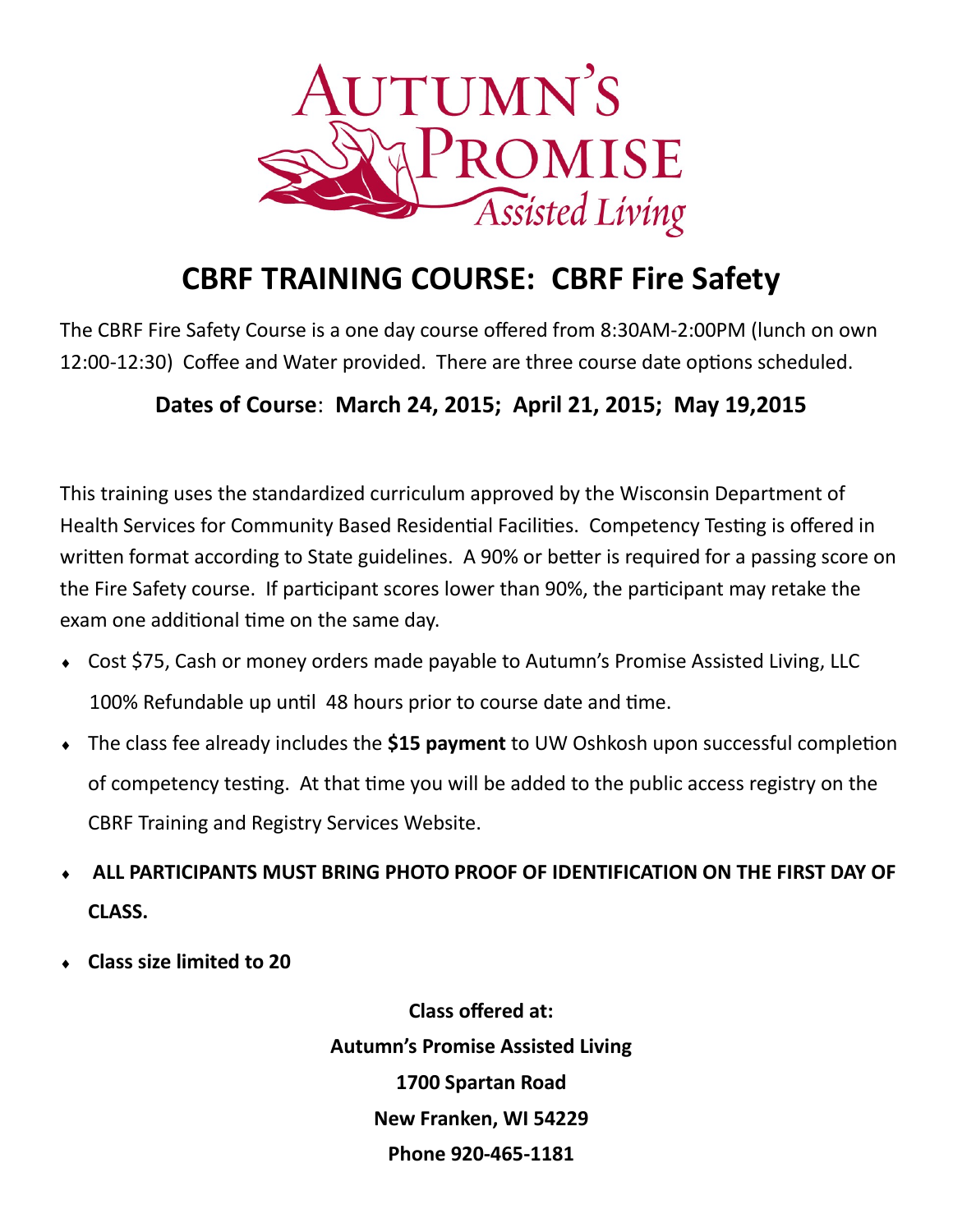Autumn's Promise Assisted Living

# CBRF TRAINING COURSE: CBRF Fire Safety

The CBRF Fire Safety Course is a one day course offered from 8:30AM-2:00PM (lunch on own 12:00-12:30) Coffee and Water provided. There are three course date options scheduled.

**Dates of Course: March 24, 2015; April 21, 2015; May 19,2015**

This training uses the standardized curriculum approved by the Wisconsin Department of Health Services for Community Based Residential Facilities. Competency Testing is offered in written format according to State guidelines. A 90% or better is required for a passing score on the Fire Safety course. If participant scores lower than 90%, the participant may retake the exam one additional time on the same day.

- Cost $75, Cash or money orders made payable to Autumn's Promise Assisted Living, LLC 100% Refundable up until 48 hours prior to course date and time.
- The class fee already includes the **$15 payment** to UW Oshkosh upon successful completion of competency testing. At that time you will be added to the public access registry on the CBRF Training and Registry Services Website.
- **ALL PARTICIPANTS MUST BRING PHOTO PROOF OF IDENTIFICATION ON THE FIRST DAY OF CLASS.**
- **Class size limited to 20**

**Class offered at:**
**Autumn's Promise Assisted Living**
**1700 Spartan Road**
**New Franken, WI 54229**
**Phone 920-465-1181**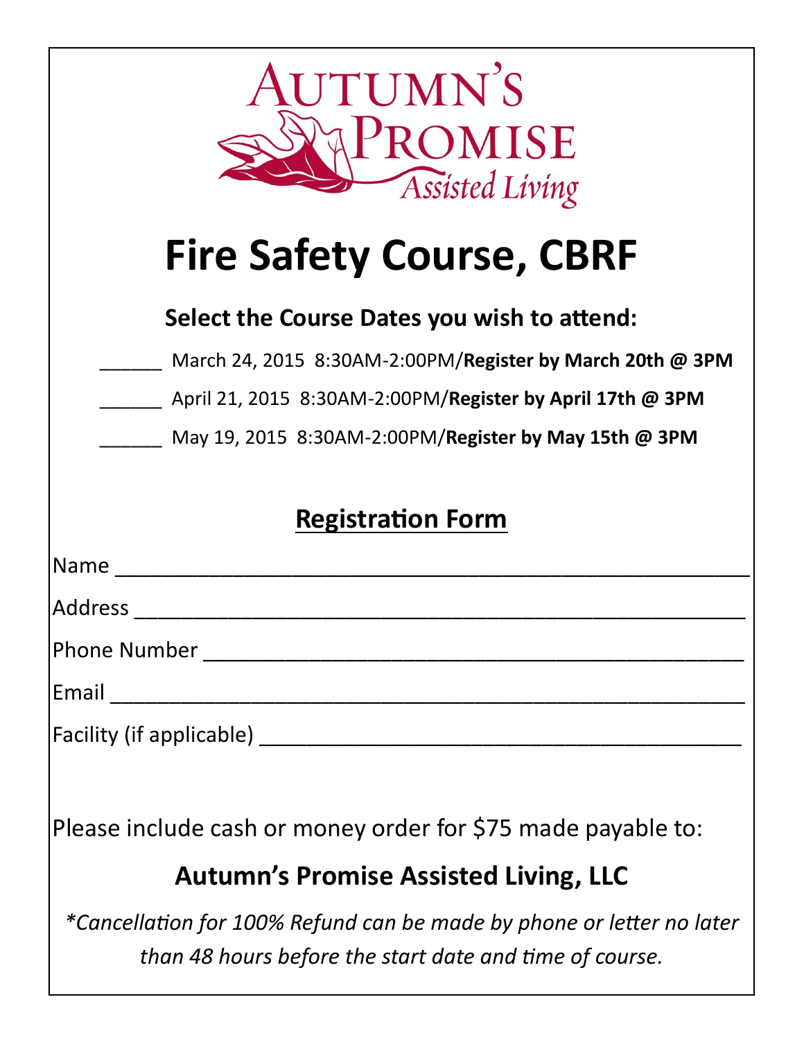AUTUMN'S PROMISE Assisted Living

# Fire Safety Course, CBRF

### Select the Course Dates you wish to attend:

______ March 24, 2015 8:30AM-2:00PM/**Register by March 20th @ 3PM**

______ April 21, 2015 8:30AM-2:00PM/**Register by April 17th @ 3PM**

______ May 19, 2015 8:30AM-2:00PM/**Register by May 15th @ 3PM**

## Registration Form

Name ____________________________________________________

Address __________________________________________________

Phone Number _____________________________________________

Email ____________________________________________________

Facility (if applicable) _______________________________________

Please include cash or money order for $75 made payable to:

**Autumn's Promise Assisted Living, LLC**

*\*Cancellation for 100% Refund can be made by phone or letter no later than 48 hours before the start date and time of course.*